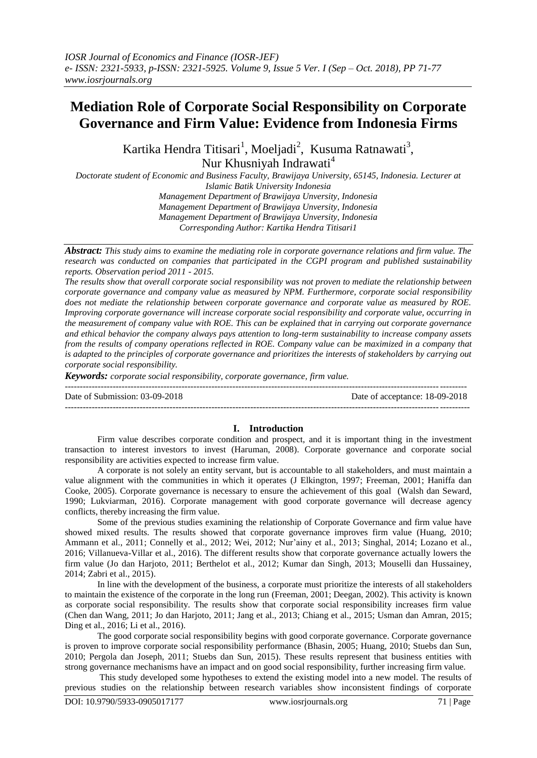# Mediation Role of Corporate Social Responsibility on Corporate Governance and Firm Value: Evidence from Indonesia Firms

Kartika Hendra Titisari[1], Moeljadi[2], Kusuma Ratnawati[3], Nur Khusniyah Indrawati[4]

*Doctorate student of Economic and Business Faculty, Brawijaya University, 65145, Indonesia. Lecturer at Islamic Batik University Indonesia*
*Management Department of Brawijaya Unversity, Indonesia*
*Management Department of Brawijaya Unversity, Indonesia*
*Management Department of Brawijaya Unversity, Indonesia*
*Corresponding Author: Kartika Hendra Titisari1*

***Abstract:*** *This study aims to examine the mediating role in corporate governance relations and firm value. The research was conducted on companies that participated in the CGPI program and published sustainability reports. Observation period 2011 - 2015.*
*The results show that overall corporate social responsibility was not proven to mediate the relationship between corporate governance and company value as measured by NPM. Furthermore, corporate social responsibility does not mediate the relationship between corporate governance and corporate value as measured by ROE. Improving corporate governance will increase corporate social responsibility and corporate value, occurring in the measurement of company value with ROE. This can be explained that in carrying out corporate governance and ethical behavior the company always pays attention to long-term sustainability to increase company assets from the results of company operations reflected in ROE. Company value can be maximized in a company that is adapted to the principles of corporate governance and prioritizes the interests of stakeholders by carrying out corporate social responsibility.*

***Keywords:*** *corporate social responsibility, corporate governance, firm value.*

Date of Submission: 03-09-2018 Date of acceptance: 18-09-2018

## I. Introduction

Firm value describes corporate condition and prospect, and it is important thing in the investment transaction to interest investors to invest (Haruman, 2008). Corporate governance and corporate social responsibility are activities expected to increase firm value.

A corporate is not solely an entity servant, but is accountable to all stakeholders, and must maintain a value alignment with the communities in which it operates (J Elkington, 1997; Freeman, 2001; Haniffa dan Cooke, 2005). Corporate governance is necessary to ensure the achievement of this goal (Walsh dan Seward, 1990; Lukviarman, 2016). Corporate management with good corporate governance will decrease agency conflicts, thereby increasing the firm value.

Some of the previous studies examining the relationship of Corporate Governance and firm value have showed mixed results. The results showed that corporate governance improves firm value (Huang, 2010; Ammann et al., 2011; Connelly et al., 2012; Wei, 2012; Nur'ainy et al., 2013; Singhal, 2014; Lozano et al., 2016; Villanueva-Villar et al., 2016). The different results show that corporate governance actually lowers the firm value (Jo dan Harjoto, 2011; Berthelot et al., 2012; Kumar dan Singh, 2013; Mouselli dan Hussainey, 2014; Zabri et al., 2015).

In line with the development of the business, a corporate must prioritize the interests of all stakeholders to maintain the existence of the corporate in the long run (Freeman, 2001; Deegan, 2002). This activity is known as corporate social responsibility. The results show that corporate social responsibility increases firm value (Chen dan Wang, 2011; Jo dan Harjoto, 2011; Jang et al., 2013; Chiang et al., 2015; Usman dan Amran, 2015; Ding et al., 2016; Li et al., 2016).

The good corporate social responsibility begins with good corporate governance. Corporate governance is proven to improve corporate social responsibility performance (Bhasin, 2005; Huang, 2010; Stuebs dan Sun, 2010; Pergola dan Joseph, 2011; Stuebs dan Sun, 2015). These results represent that business entities with strong governance mechanisms have an impact and on good social responsibility, further increasing firm value.

This study developed some hypotheses to extend the existing model into a new model. The results of previous studies on the relationship between research variables show inconsistent findings of corporate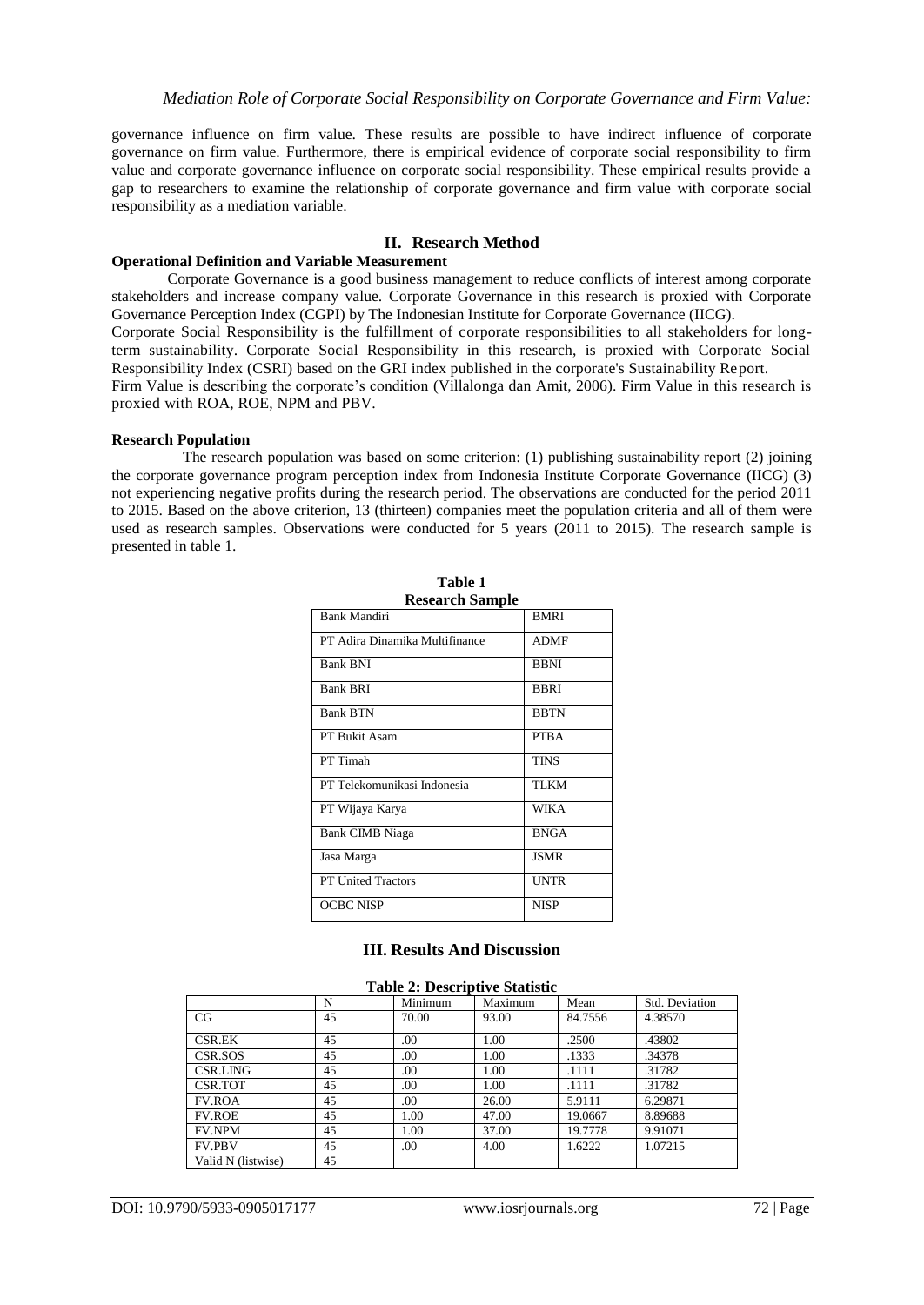governance influence on firm value. These results are possible to have indirect influence of corporate governance on firm value. Furthermore, there is empirical evidence of corporate social responsibility to firm value and corporate governance influence on corporate social responsibility. These empirical results provide a gap to researchers to examine the relationship of corporate governance and firm value with corporate social responsibility as a mediation variable.

## II. Research Method

### Operational Definition and Variable Measurement

Corporate Governance is a good business management to reduce conflicts of interest among corporate stakeholders and increase company value. Corporate Governance in this research is proxied with Corporate Governance Perception Index (CGPI) by The Indonesian Institute for Corporate Governance (IICG).

Corporate Social Responsibility is the fulfillment of corporate responsibilities to all stakeholders for long-term sustainability. Corporate Social Responsibility in this research, is proxied with Corporate Social Responsibility Index (CSRI) based on the GRI index published in the corporate's Sustainability Report.

Firm Value is describing the corporate's condition (Villalonga dan Amit, 2006). Firm Value in this research is proxied with ROA, ROE, NPM and PBV.

### Research Population

The research population was based on some criterion: (1) publishing sustainability report (2) joining the corporate governance program perception index from Indonesia Institute Corporate Governance (IICG) (3) not experiencing negative profits during the research period. The observations are conducted for the period 2011 to 2015. Based on the above criterion, 13 (thirteen) companies meet the population criteria and all of them were used as research samples. Observations were conducted for 5 years (2011 to 2015). The research sample is presented in table 1.

**Table 1**
**Research Sample**

| Company | Code |
|---|---|
| Bank Mandiri | BMRI |
| PT Adira Dinamika Multifinance | ADMF |
| Bank BNI | BBNI |
| Bank BRI | BBRI |
| Bank BTN | BBTN |
| PT Bukit Asam | PTBA |
| PT Timah | TINS |
| PT Telekomunikasi Indonesia | TLKM |
| PT Wijaya Karya | WIKA |
| Bank CIMB Niaga | BNGA |
| Jasa Marga | JSMR |
| PT United Tractors | UNTR |
| OCBC NISP | NISP |

## III. Results And Discussion

**Table 2: Descriptive Statistic**

| | N | Minimum | Maximum | Mean | Std. Deviation |
|---|---|---|---|---|---|
| CG | 45 | 70.00 | 93.00 | 84.7556 | 4.38570 |
| CSR.EK | 45 | .00 | 1.00 | .2500 | .43802 |
| CSR.SOS | 45 | .00 | 1.00 | .1333 | .34378 |
| CSR.LING | 45 | .00 | 1.00 | .1111 | .31782 |
| CSR.TOT | 45 | .00 | 1.00 | .1111 | .31782 |
| FV.ROA | 45 | .00 | 26.00 | 5.9111 | 6.29871 |
| FV.ROE | 45 | 1.00 | 47.00 | 19.0667 | 8.89688 |
| FV.NPM | 45 | 1.00 | 37.00 | 19.7778 | 9.91071 |
| FV.PBV | 45 | .00 | 4.00 | 1.6222 | 1.07215 |
| Valid N (listwise) | 45 | | | | |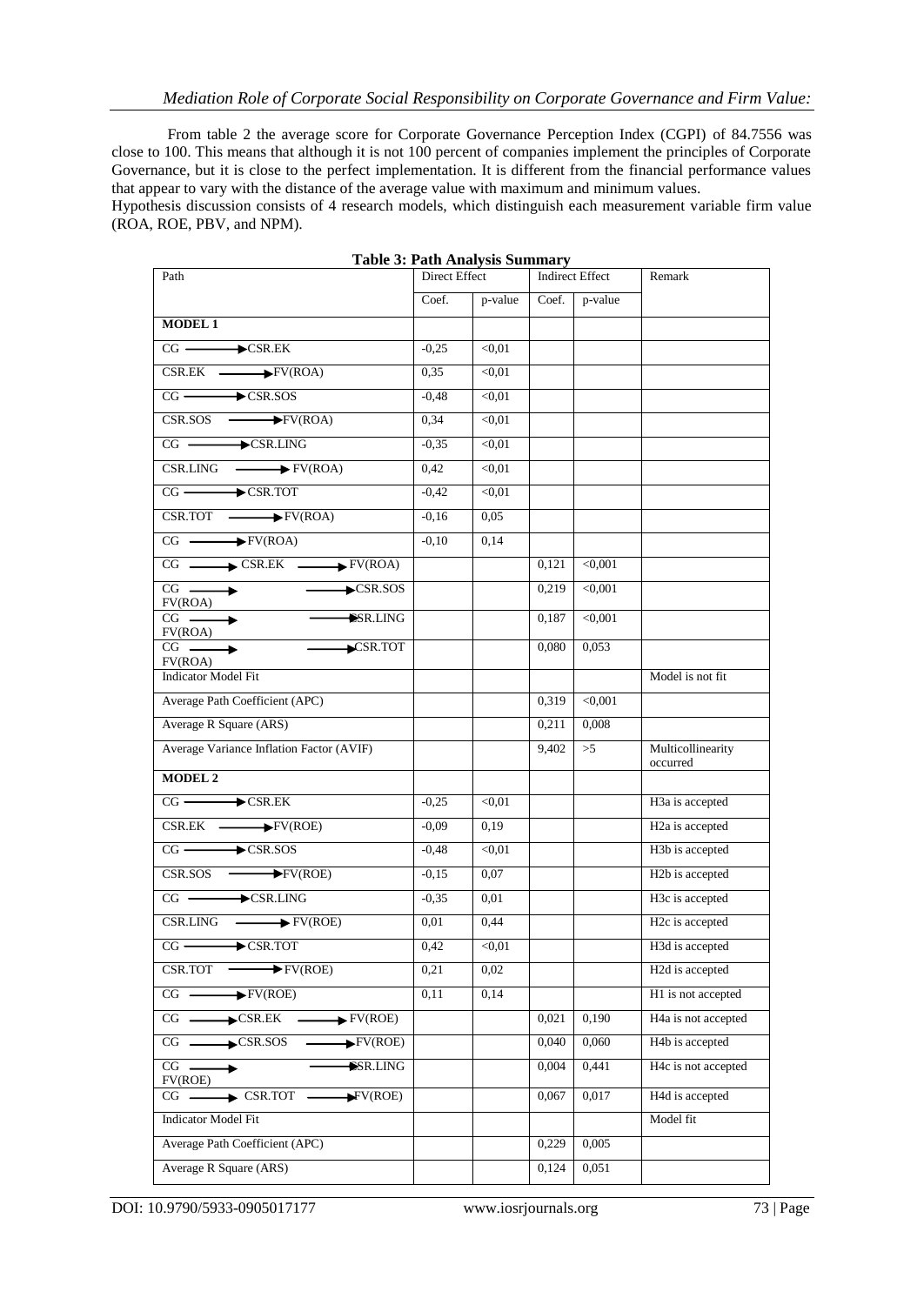From table 2 the average score for Corporate Governance Perception Index (CGPI) of 84.7556 was close to 100. This means that although it is not 100 percent of companies implement the principles of Corporate Governance, but it is close to the perfect implementation. It is different from the financial performance values that appear to vary with the distance of the average value with maximum and minimum values.

Hypothesis discussion consists of 4 research models, which distinguish each measurement variable firm value (ROA, ROE, PBV, and NPM).

**Table 3: Path Analysis Summary**

| Path | Direct Effect | | Indirect Effect | | Remark |
|---|---|---|---|---|---|
| | Coef. | p-value | Coef. | p-value | |
| **MODEL 1** | | | | | |
| CG → CSR.EK | -0,25 | <0,01 | | | |
| CSR.EK → FV(ROA) | 0,35 | <0,01 | | | |
| CG → CSR.SOS | -0,48 | <0,01 | | | |
| CSR.SOS → FV(ROA) | 0,34 | <0,01 | | | |
| CG → CSR.LING | -0,35 | <0,01 | | | |
| CSR.LING → FV(ROA) | 0,42 | <0,01 | | | |
| CG → CSR.TOT | -0,42 | <0,01 | | | |
| CSR.TOT → FV(ROA) | -0,16 | 0,05 | | | |
| CG → FV(ROA) | -0,10 | 0,14 | | | |
| CG → CSR.EK → FV(ROA) | | | 0,121 | <0,001 | |
| CG → CSR.SOS → FV(ROA) | | | 0,219 | <0,001 | |
| CG → SR.LING → FV(ROA) | | | 0,187 | <0,001 | |
| CG → CSR.TOT → FV(ROA) | | | 0,080 | 0,053 | |
| Indicator Model Fit | | | | | Model is not fit |
| Average Path Coefficient (APC) | | | 0,319 | <0,001 | |
| Average R Square (ARS) | | | 0,211 | 0,008 | |
| Average Variance Inflation Factor (AVIF) | | | 9,402 | >5 | Multicollinearity occurred |
| **MODEL 2** | | | | | |
| CG → CSR.EK | -0,25 | <0,01 | | | H3a is accepted |
| CSR.EK → FV(ROE) | -0,09 | 0,19 | | | H2a is accepted |
| CG → CSR.SOS | -0,48 | <0,01 | | | H3b is accepted |
| CSR.SOS → FV(ROE) | -0,15 | 0,07 | | | H2b is accepted |
| CG → CSR.LING | -0,35 | 0,01 | | | H3c is accepted |
| CSR.LING → FV(ROE) | 0,01 | 0,44 | | | H2c is accepted |
| CG → CSR.TOT | 0,42 | <0,01 | | | H3d is accepted |
| CSR.TOT → FV(ROE) | 0,21 | 0,02 | | | H2d is accepted |
| CG → FV(ROE) | 0,11 | 0,14 | | | H1 is not accepted |
| CG → CSR.EK → FV(ROE) | | | 0,021 | 0,190 | H4a is not accepted |
| CG → CSR.SOS → FV(ROE) | | | 0,040 | 0,060 | H4b is accepted |
| CG → SR.LING → FV(ROE) | | | 0,004 | 0,441 | H4c is not accepted |
| CG → CSR.TOT → FV(ROE) | | | 0,067 | 0,017 | H4d is accepted |
| Indicator Model Fit | | | | | Model fit |
| Average Path Coefficient (APC) | | | 0,229 | 0,005 | |
| Average R Square (ARS) | | | 0,124 | 0,051 | |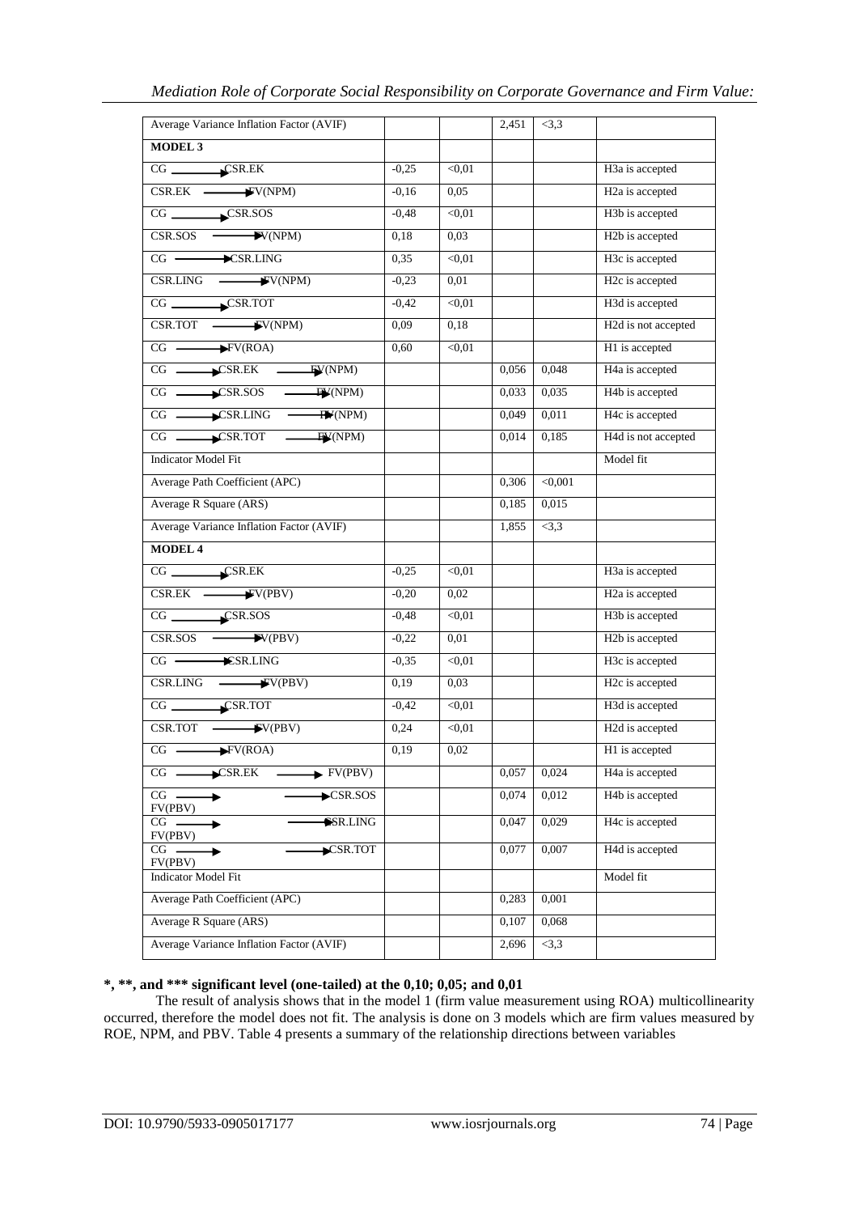| | | | | | |
|---|---|---|---|---|---|
| Average Variance Inflation Factor (AVIF) | | | 2,451 | <3,3 | |
| **MODEL 3** | | | | | |
| CG → CSR.EK | -0,25 | <0,01 | | | H3a is accepted |
| CSR.EK → FV(NPM) | -0,16 | 0,05 | | | H2a is accepted |
| CG → CSR.SOS | -0,48 | <0,01 | | | H3b is accepted |
| CSR.SOS → FV(NPM) | 0,18 | 0,03 | | | H2b is accepted |
| CG → CSR.LING | 0,35 | <0,01 | | | H3c is accepted |
| CSR.LING → FV(NPM) | -0,23 | 0,01 | | | H2c is accepted |
| CG → CSR.TOT | -0,42 | <0,01 | | | H3d is accepted |
| CSR.TOT → FV(NPM) | 0,09 | 0,18 | | | H2d is not accepted |
| CG → FV(ROA) | 0,60 | <0,01 | | | H1 is accepted |
| CG → CSR.EK → FV(NPM) | | | 0,056 | 0,048 | H4a is accepted |
| CG → CSR.SOS → FV(NPM) | | | 0,033 | 0,035 | H4b is accepted |
| CG → CSR.LING → FV(NPM) | | | 0,049 | 0,011 | H4c is accepted |
| CG → CSR.TOT → FV(NPM) | | | 0,014 | 0,185 | H4d is not accepted |
| Indicator Model Fit | | | | | Model fit |
| Average Path Coefficient (APC) | | | 0,306 | <0,001 | |
| Average R Square (ARS) | | | 0,185 | 0,015 | |
| Average Variance Inflation Factor (AVIF) | | | 1,855 | <3,3 | |
| **MODEL 4** | | | | | |
| CG → CSR.EK | -0,25 | <0,01 | | | H3a is accepted |
| CSR.EK → FV(PBV) | -0,20 | 0,02 | | | H2a is accepted |
| CG → CSR.SOS | -0,48 | <0,01 | | | H3b is accepted |
| CSR.SOS → FV(PBV) | -0,22 | 0,01 | | | H2b is accepted |
| CG → CSR.LING | -0,35 | <0,01 | | | H3c is accepted |
| CSR.LING → FV(PBV) | 0,19 | 0,03 | | | H2c is accepted |
| CG → CSR.TOT | -0,42 | <0,01 | | | H3d is accepted |
| CSR.TOT → FV(PBV) | 0,24 | <0,01 | | | H2d is accepted |
| CG → FV(ROA) | 0,19 | 0,02 | | | H1 is accepted |
| CG → CSR.EK → FV(PBV) | | | 0,057 | 0,024 | H4a is accepted |
| CG → CSR.SOS → FV(PBV) | | | 0,074 | 0,012 | H4b is accepted |
| CG → CSR.LING → FV(PBV) | | | 0,047 | 0,029 | H4c is accepted |
| CG → CSR.TOT → FV(PBV) | | | 0,077 | 0,007 | H4d is accepted |
| Indicator Model Fit | | | | | Model fit |
| Average Path Coefficient (APC) | | | 0,283 | 0,001 | |
| Average R Square (ARS) | | | 0,107 | 0,068 | |
| Average Variance Inflation Factor (AVIF) | | | 2,696 | <3,3 | |

**\*, \*\*, and \*\*\* significant level (one-tailed) at the 0,10; 0,05; and 0,01**

The result of analysis shows that in the model 1 (firm value measurement using ROA) multicollinearity occurred, therefore the model does not fit. The analysis is done on 3 models which are firm values measured by ROE, NPM, and PBV. Table 4 presents a summary of the relationship directions between variables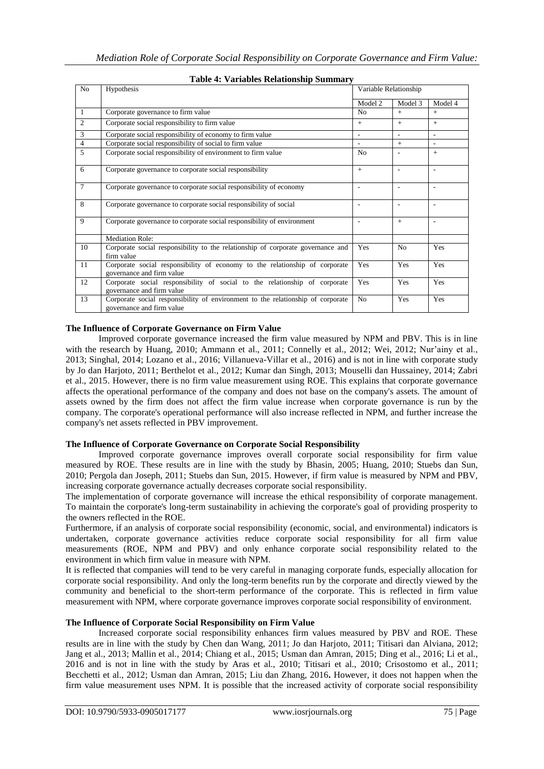**Table 4: Variables Relationship Summary**

| No | Hypothesis | Variable Relationship | | |
|---|---|---|---|---|
| | | Model 2 | Model 3 | Model 4 |
| 1 | Corporate governance to firm value | No | + | + |
| 2 | Corporate social responsibility to firm value | + | + | + |
| 3 | Corporate social responsibility of economy to firm value | - | - | - |
| 4 | Corporate social responsibility of social to firm value | - | + | - |
| 5 | Corporate social responsibility of environment to firm value | No | - | + |
| 6 | Corporate governance to corporate social responsibility | + | - | - |
| 7 | Corporate governance to corporate social responsibility of economy | - | - | - |
| 8 | Corporate governance to corporate social responsibility of social | - | - | - |
| 9 | Corporate governance to corporate social responsibility of environment | - | + | - |
| | Mediation Role: | | | |
| 10 | Corporate social responsibility to the relationship of corporate governance and firm value | Yes | No | Yes |
| 11 | Corporate social responsibility of economy to the relationship of corporate governance and firm value | Yes | Yes | Yes |
| 12 | Corporate social responsibility of social to the relationship of corporate governance and firm value | Yes | Yes | Yes |
| 13 | Corporate social responsibility of environment to the relationship of corporate governance and firm value | No | Yes | Yes |

**The Influence of Corporate Governance on Firm Value**

Improved corporate governance increased the firm value measured by NPM and PBV. This is in line with the research by Huang, 2010; Ammann et al., 2011; Connelly et al., 2012; Wei, 2012; Nur'ainy et al., 2013; Singhal, 2014; Lozano et al., 2016; Villanueva-Villar et al., 2016) and is not in line with corporate study by Jo dan Harjoto, 2011; Berthelot et al., 2012; Kumar dan Singh, 2013; Mouselli dan Hussainey, 2014; Zabri et al., 2015. However, there is no firm value measurement using ROE. This explains that corporate governance affects the operational performance of the company and does not base on the company's assets. The amount of assets owned by the firm does not affect the firm value increase when corporate governance is run by the company. The corporate's operational performance will also increase reflected in NPM, and further increase the company's net assets reflected in PBV improvement.

**The Influence of Corporate Governance on Corporate Social Responsibility**

Improved corporate governance improves overall corporate social responsibility for firm value measured by ROE. These results are in line with the study by Bhasin, 2005; Huang, 2010; Stuebs dan Sun, 2010; Pergola dan Joseph, 2011; Stuebs dan Sun, 2015. However, if firm value is measured by NPM and PBV, increasing corporate governance actually decreases corporate social responsibility.

The implementation of corporate governance will increase the ethical responsibility of corporate management. To maintain the corporate's long-term sustainability in achieving the corporate's goal of providing prosperity to the owners reflected in the ROE.

Furthermore, if an analysis of corporate social responsibility (economic, social, and environmental) indicators is undertaken, corporate governance activities reduce corporate social responsibility for all firm value measurements (ROE, NPM and PBV) and only enhance corporate social responsibility related to the environment in which firm value in measure with NPM.

It is reflected that companies will tend to be very careful in managing corporate funds, especially allocation for corporate social responsibility. And only the long-term benefits run by the corporate and directly viewed by the community and beneficial to the short-term performance of the corporate. This is reflected in firm value measurement with NPM, where corporate governance improves corporate social responsibility of environment.

**The Influence of Corporate Social Responsibility on Firm Value**

Increased corporate social responsibility enhances firm values measured by PBV and ROE. These results are in line with the study by Chen dan Wang, 2011; Jo dan Harjoto, 2011; Titisari dan Alviana, 2012; Jang et al., 2013; Mallin et al., 2014; Chiang et al., 2015; Usman dan Amran, 2015; Ding et al., 2016; Li et al., 2016 and is not in line with the study by Aras et al., 2010; Titisari et al., 2010; Crisostomo et al., 2011; Becchetti et al., 2012; Usman dan Amran, 2015; Liu dan Zhang, 2016**.** However, it does not happen when the firm value measurement uses NPM. It is possible that the increased activity of corporate social responsibility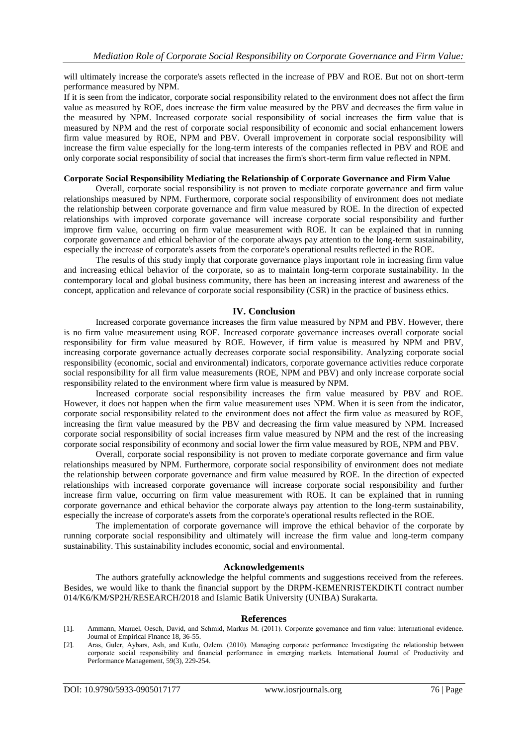will ultimately increase the corporate's assets reflected in the increase of PBV and ROE. But not on short-term performance measured by NPM.

If it is seen from the indicator, corporate social responsibility related to the environment does not affect the firm value as measured by ROE, does increase the firm value measured by the PBV and decreases the firm value in the measured by NPM. Increased corporate social responsibility of social increases the firm value that is measured by NPM and the rest of corporate social responsibility of economic and social enhancement lowers firm value measured by ROE, NPM and PBV. Overall improvement in corporate social responsibility will increase the firm value especially for the long-term interests of the companies reflected in PBV and ROE and only corporate social responsibility of social that increases the firm's short-term firm value reflected in NPM.

**Corporate Social Responsibility Mediating the Relationship of Corporate Governance and Firm Value**

Overall, corporate social responsibility is not proven to mediate corporate governance and firm value relationships measured by NPM. Furthermore, corporate social responsibility of environment does not mediate the relationship between corporate governance and firm value measured by ROE. In the direction of expected relationships with improved corporate governance will increase corporate social responsibility and further improve firm value, occurring on firm value measurement with ROE. It can be explained that in running corporate governance and ethical behavior of the corporate always pay attention to the long-term sustainability, especially the increase of corporate's assets from the corporate's operational results reflected in the ROE.

The results of this study imply that corporate governance plays important role in increasing firm value and increasing ethical behavior of the corporate, so as to maintain long-term corporate sustainability. In the contemporary local and global business community, there has been an increasing interest and awareness of the concept, application and relevance of corporate social responsibility (CSR) in the practice of business ethics.

## IV. Conclusion

Increased corporate governance increases the firm value measured by NPM and PBV. However, there is no firm value measurement using ROE. Increased corporate governance increases overall corporate social responsibility for firm value measured by ROE. However, if firm value is measured by NPM and PBV, increasing corporate governance actually decreases corporate social responsibility. Analyzing corporate social responsibility (economic, social and environmental) indicators, corporate governance activities reduce corporate social responsibility for all firm value measurements (ROE, NPM and PBV) and only increase corporate social responsibility related to the environment where firm value is measured by NPM.

Increased corporate social responsibility increases the firm value measured by PBV and ROE. However, it does not happen when the firm value measurement uses NPM. When it is seen from the indicator, corporate social responsibility related to the environment does not affect the firm value as measured by ROE, increasing the firm value measured by the PBV and decreasing the firm value measured by NPM. Increased corporate social responsibility of social increases firm value measured by NPM and the rest of the increasing corporate social responsibility of econmony and social lower the firm value measured by ROE, NPM and PBV.

Overall, corporate social responsibility is not proven to mediate corporate governance and firm value relationships measured by NPM. Furthermore, corporate social responsibility of environment does not mediate the relationship between corporate governance and firm value measured by ROE. In the direction of expected relationships with increased corporate governance will increase corporate social responsibility and further increase firm value, occurring on firm value measurement with ROE. It can be explained that in running corporate governance and ethical behavior the corporate always pay attention to the long-term sustainability, especially the increase of corporate's assets from the corporate's operational results reflected in the ROE.

The implementation of corporate governance will improve the ethical behavior of the corporate by running corporate social responsibility and ultimately will increase the firm value and long-term company sustainability. This sustainability includes economic, social and environmental.

## Acknowledgements

The authors gratefully acknowledge the helpful comments and suggestions received from the referees. Besides, we would like to thank the financial support by the DRPM-KEMENRISTEKDIKTI contract number 014/K6/KM/SP2H/RESEARCH/2018 and Islamic Batik University (UNIBA) Surakarta.

## References

[1]. Ammann, Manuel, Oesch, David, and Schmid, Markus M. (2011). Corporate governance and firm value: International evidence. Journal of Empirical Finance 18, 36-55.

[2]. Aras, Guler, Aybars, Aslı, and Kutlu, Ozlem. (2010). Managing corporate performance Investigating the relationship between corporate social responsibility and financial performance in emerging markets. International Journal of Productivity and Performance Management, 59(3), 229-254.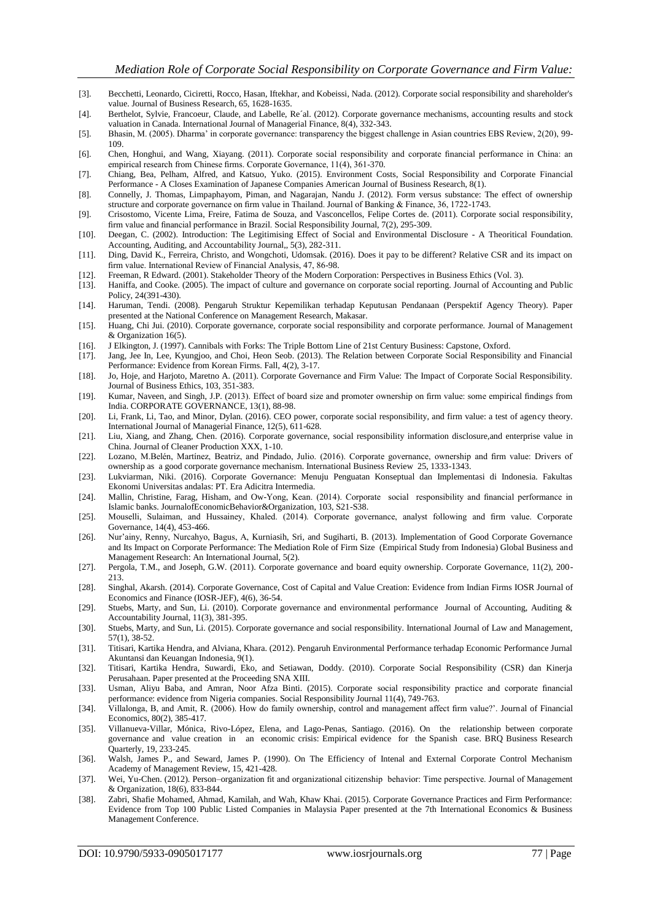[3]. Becchetti, Leonardo, Ciciretti, Rocco, Hasan, Iftekhar, and Kobeissi, Nada. (2012). Corporate social responsibility and shareholder's value. Journal of Business Research, 65, 1628-1635.

[4]. Berthelot, Sylvie, Francoeur, Claude, and Labelle, Re´al. (2012). Corporate governance mechanisms, accounting results and stock valuation in Canada. International Journal of Managerial Finance, 8(4), 332-343.

[5]. Bhasin, M. (2005). Dharma' in corporate governance: transparency the biggest challenge in Asian countries EBS Review, 2(20), 99-109.

[6]. Chen, Honghui, and Wang, Xiayang. (2011). Corporate social responsibility and corporate financial performance in China: an empirical research from Chinese firms. Corporate Governance, 11(4), 361-370.

[7]. Chiang, Bea, Pelham, Alfred, and Katsuo, Yuko. (2015). Environment Costs, Social Responsibility and Corporate Financial Performance - A Closes Examination of Japanese Companies American Journal of Business Research, 8(1).

[8]. Connelly, J. Thomas, Limpaphayom, Piman, and Nagarajan, Nandu J. (2012). Form versus substance: The effect of ownership structure and corporate governance on firm value in Thailand. Journal of Banking & Finance, 36, 1722-1743.

[9]. Crisostomo, Vicente Lima, Freire, Fatima de Souza, and Vasconcellos, Felipe Cortes de. (2011). Corporate social responsibility, firm value and financial performance in Brazil. Social Responsibility Journal, 7(2), 295-309.

[10]. Deegan, C. (2002). Introduction: The Legitimising Effect of Social and Environmental Disclosure - A Theoritical Foundation. Accounting, Auditing, and Accountability Journal,, 5(3), 282-311.

[11]. Ding, David K., Ferreira, Christo, and Wongchoti, Udomsak. (2016). Does it pay to be different? Relative CSR and its impact on firm value. International Review of Financial Analysis, 47, 86-98.

[12]. Freeman, R Edward. (2001). Stakeholder Theory of the Modern Corporation: Perspectives in Business Ethics (Vol. 3).

[13]. Haniffa, and Cooke. (2005). The impact of culture and governance on corporate social reporting. Journal of Accounting and Public Policy, 24(391-430).

[14]. Haruman, Tendi. (2008). Pengaruh Struktur Kepemilikan terhadap Keputusan Pendanaan (Perspektif Agency Theory). Paper presented at the National Conference on Management Research, Makasar.

[15]. Huang, Chi Jui. (2010). Corporate governance, corporate social responsibility and corporate performance. Journal of Management & Organization 16(5).

[16]. J Elkington, J. (1997). Cannibals with Forks: The Triple Bottom Line of 21st Century Business: Capstone, Oxford.

[17]. Jang, Jee In, Lee, Kyungjoo, and Choi, Heon Seob. (2013). The Relation between Corporate Social Responsibility and Financial Performance: Evidence from Korean Firms. Fall, 4(2), 3-17.

[18]. Jo, Hoje, and Harjoto, Maretno A. (2011). Corporate Governance and Firm Value: The Impact of Corporate Social Responsibility. Journal of Business Ethics, 103, 351-383.

[19]. Kumar, Naveen, and Singh, J.P. (2013). Effect of board size and promoter ownership on firm value: some empirical findings from India. CORPORATE GOVERNANCE, 13(1), 88-98.

[20]. Li, Frank, Li, Tao, and Minor, Dylan. (2016). CEO power, corporate social responsibility, and firm value: a test of agency theory. International Journal of Managerial Finance, 12(5), 611-628.

[21]. Liu, Xiang, and Zhang, Chen. (2016). Corporate governance, social responsibility information disclosure,and enterprise value in China. Journal of Cleaner Production XXX, 1-10.

[22]. Lozano, M.Belén, Martínez, Beatriz, and Pindado, Julio. (2016). Corporate governance, ownership and firm value: Drivers of ownership as a good corporate governance mechanism. International Business Review 25, 1333-1343.

[23]. Lukviarman, Niki. (2016). Corporate Governance: Menuju Penguatan Konseptual dan Implementasi di Indonesia. Fakultas Ekonomi Universitas andalas: PT. Era Adicitra Intermedia.

[24]. Mallin, Christine, Farag, Hisham, and Ow-Yong, Kean. (2014). Corporate social responsibility and financial performance in Islamic banks. JournalofEconomicBehavior&Organization, 103, S21-S38.

[25]. Mouselli, Sulaiman, and Hussainey, Khaled. (2014). Corporate governance, analyst following and firm value. Corporate Governance, 14(4), 453-466.

[26]. Nur'ainy, Renny, Nurcahyo, Bagus, A, Kurniasih, Sri, and Sugiharti, B. (2013). Implementation of Good Corporate Governance and Its Impact on Corporate Performance: The Mediation Role of Firm Size (Empirical Study from Indonesia) Global Business and Management Research: An International Journal, 5(2).

[27]. Pergola, T.M., and Joseph, G.W. (2011). Corporate governance and board equity ownership. Corporate Governance, 11(2), 200-213.

[28]. Singhal, Akarsh. (2014). Corporate Governance, Cost of Capital and Value Creation: Evidence from Indian Firms IOSR Journal of Economics and Finance (IOSR-JEF), 4(6), 36-54.

[29]. Stuebs, Marty, and Sun, Li. (2010). Corporate governance and environmental performance Journal of Accounting, Auditing & Accountability Journal, 11(3), 381-395.

[30]. Stuebs, Marty, and Sun, Li. (2015). Corporate governance and social responsibility. International Journal of Law and Management, 57(1), 38-52.

[31]. Titisari, Kartika Hendra, and Alviana, Khara. (2012). Pengaruh Environmental Performance terhadap Economic Performance Jurnal Akuntansi dan Keuangan Indonesia, 9(1).

[32]. Titisari, Kartika Hendra, Suwardi, Eko, and Setiawan, Doddy. (2010). Corporate Social Responsibility (CSR) dan Kinerja Perusahaan. Paper presented at the Proceeding SNA XIII.

[33]. Usman, Aliyu Baba, and Amran, Noor Afza Binti. (2015). Corporate social responsibility practice and corporate financial performance: evidence from Nigeria companies. Social Responsibility Journal 11(4), 749-763.

[34]. Villalonga, B, and Amit, R. (2006). How do family ownership, control and management affect firm value?'. Journal of Financial Economics, 80(2), 385-417.

[35]. Villanueva-Villar, Mónica, Rivo-López, Elena, and Lago-Penas, Santiago. (2016). On the relationship between corporate governance and value creation in an economic crisis: Empirical evidence for the Spanish case. BRQ Business Research Quarterly, 19, 233-245.

[36]. Walsh, James P., and Seward, James P. (1990). On The Efficiency of Intenal and External Corporate Control Mechanism Academy of Management Review, 15, 421-428.

[37]. Wei, Yu-Chen. (2012). Person–organization fit and organizational citizenship behavior: Time perspective. Journal of Management & Organization, 18(6), 833-844.

[38]. Zabri, Shafie Mohamed, Ahmad, Kamilah, and Wah, Khaw Khai. (2015). Corporate Governance Practices and Firm Performance: Evidence from Top 100 Public Listed Companies in Malaysia Paper presented at the 7th International Economics & Business Management Conference.